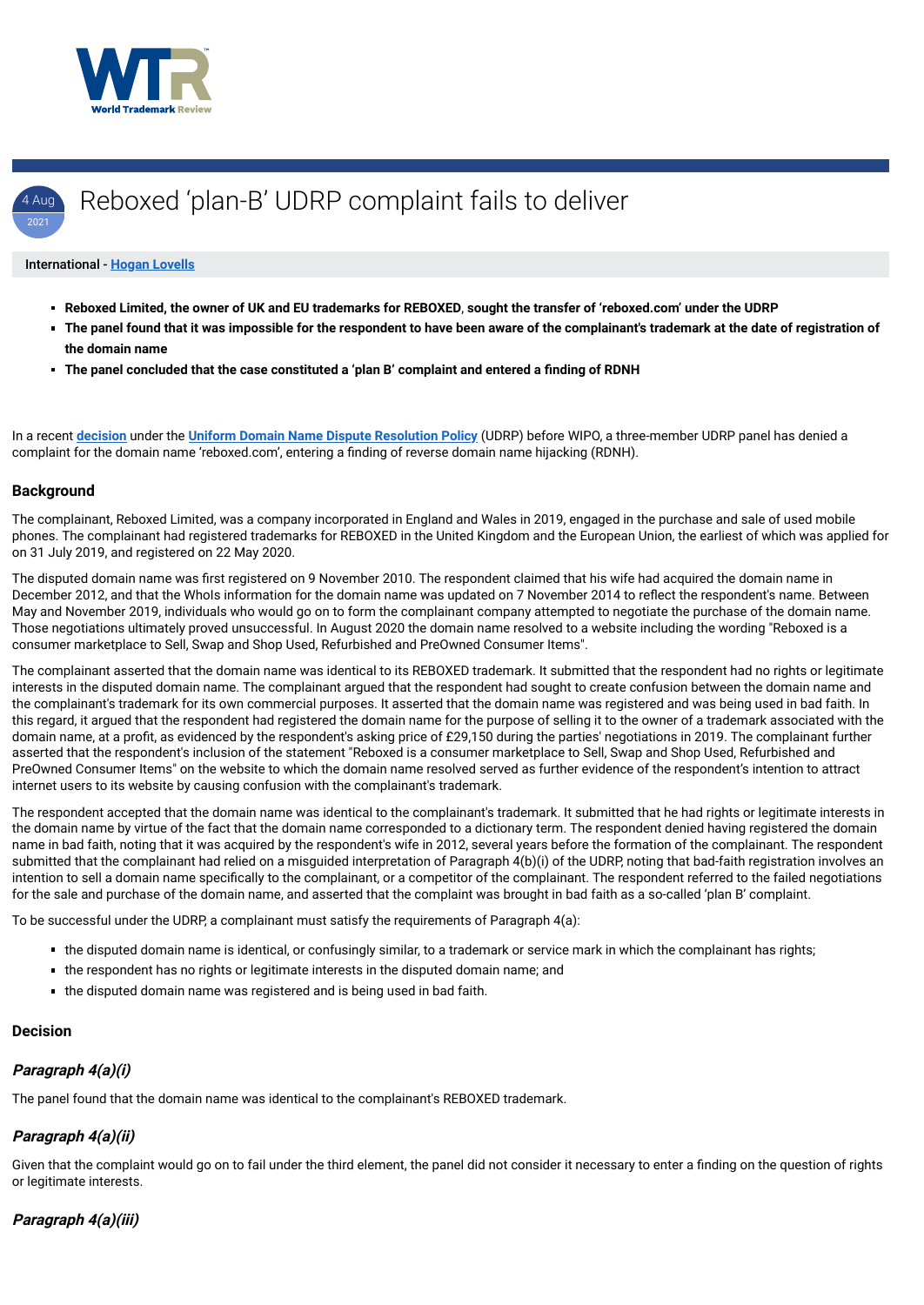# Reboxed 'plan-B' UDRP complaint fails to deliver

4 Aug 2021

International - **Hogan Lovells**

- **Reboxed Limited, the owner of UK and EU trademarks for REBOXED, sought the transfer of 'reboxed.com' under the UDRP**
- **The panel found that it was impossible for the respondent to have been aware of the complainant's trademark at the date of registration of the domain name**
- **The panel concluded that the case constituted a 'plan B' complaint and entered a finding of RDNH**

In a recent **decision** under the **Uniform Domain Name Dispute Resolution Policy** (UDRP) before WIPO, a three-member UDRP panel has denied a complaint for the domain name 'reboxed.com', entering a finding of reverse domain name hijacking (RDNH).

## Background

The complainant, Reboxed Limited, was a company incorporated in England and Wales in 2019, engaged in the purchase and sale of used mobile phones. The complainant had registered trademarks for REBOXED in the United Kingdom and the European Union, the earliest of which was applied for on 31 July 2019, and registered on 22 May 2020.

The disputed domain name was first registered on 9 November 2010. The respondent claimed that his wife had acquired the domain name in December 2012, and that the WhoIs information for the domain name was updated on 7 November 2014 to reflect the respondent's name. Between May and November 2019, individuals who would go on to form the complainant company attempted to negotiate the purchase of the domain name. Those negotiations ultimately proved unsuccessful. In August 2020 the domain name resolved to a website including the wording "Reboxed is a consumer marketplace to Sell, Swap and Shop Used, Refurbished and PreOwned Consumer Items".

The complainant asserted that the domain name was identical to its REBOXED trademark. It submitted that the respondent had no rights or legitimate interests in the disputed domain name. The complainant argued that the respondent had sought to create confusion between the domain name and the complainant's trademark for its own commercial purposes. It asserted that the domain name was registered and was being used in bad faith. In this regard, it argued that the respondent had registered the domain name for the purpose of selling it to the owner of a trademark associated with the domain name, at a profit, as evidenced by the respondent's asking price of £29,150 during the parties' negotiations in 2019. The complainant further asserted that the respondent's inclusion of the statement "Reboxed is a consumer marketplace to Sell, Swap and Shop Used, Refurbished and PreOwned Consumer Items" on the website to which the domain name resolved served as further evidence of the respondent's intention to attract internet users to its website by causing confusion with the complainant's trademark.

The respondent accepted that the domain name was identical to the complainant's trademark. It submitted that he had rights or legitimate interests in the domain name by virtue of the fact that the domain name corresponded to a dictionary term. The respondent denied having registered the domain name in bad faith, noting that it was acquired by the respondent's wife in 2012, several years before the formation of the complainant. The respondent submitted that the complainant had relied on a misguided interpretation of Paragraph 4(b)(i) of the UDRP, noting that bad-faith registration involves an intention to sell a domain name specifically to the complainant, or a competitor of the complainant. The respondent referred to the failed negotiations for the sale and purchase of the domain name, and asserted that the complaint was brought in bad faith as a so-called 'plan B' complaint.

To be successful under the UDRP, a complainant must satisfy the requirements of Paragraph 4(a):

- the disputed domain name is identical, or confusingly similar, to a trademark or service mark in which the complainant has rights;
- the respondent has no rights or legitimate interests in the disputed domain name; and
- the disputed domain name was registered and is being used in bad faith.

## Decision

### *Paragraph 4(a)(i)*

The panel found that the domain name was identical to the complainant's REBOXED trademark.

### *Paragraph 4(a)(ii)*

Given that the complaint would go on to fail under the third element, the panel did not consider it necessary to enter a finding on the question of rights or legitimate interests.

### *Paragraph 4(a)(iii)*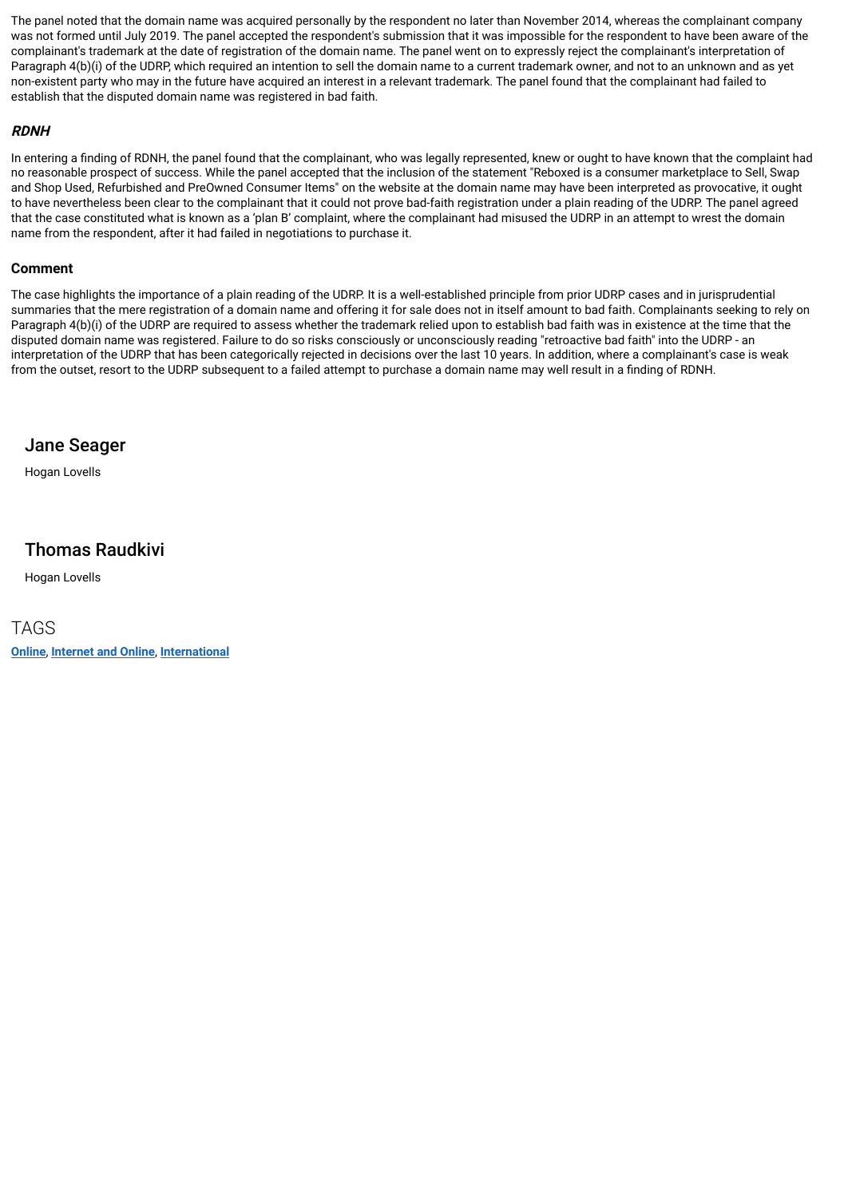The panel noted that the domain name was acquired personally by the respondent no later than November 2014, whereas the complainant company was not formed until July 2019. The panel accepted the respondent's submission that it was impossible for the respondent to have been aware of the complainant's trademark at the date of registration of the domain name. The panel went on to expressly reject the complainant's interpretation of Paragraph 4(b)(i) of the UDRP, which required an intention to sell the domain name to a current trademark owner, and not to an unknown and as yet non-existent party who may in the future have acquired an interest in a relevant trademark. The panel found that the complainant had failed to establish that the disputed domain name was registered in bad faith.

### *RDNH*

In entering a finding of RDNH, the panel found that the complainant, who was legally represented, knew or ought to have known that the complaint had no reasonable prospect of success. While the panel accepted that the inclusion of the statement "Reboxed is a consumer marketplace to Sell, Swap and Shop Used, Refurbished and PreOwned Consumer Items" on the website at the domain name may have been interpreted as provocative, it ought to have nevertheless been clear to the complainant that it could not prove bad-faith registration under a plain reading of the UDRP. The panel agreed that the case constituted what is known as a 'plan B' complaint, where the complainant had misused the UDRP in an attempt to wrest the domain name from the respondent, after it had failed in negotiations to purchase it.

### Comment

The case highlights the importance of a plain reading of the UDRP. It is a well-established principle from prior UDRP cases and in jurisprudential summaries that the mere registration of a domain name and offering it for sale does not in itself amount to bad faith. Complainants seeking to rely on Paragraph 4(b)(i) of the UDRP are required to assess whether the trademark relied upon to establish bad faith was in existence at the time that the disputed domain name was registered. Failure to do so risks consciously or unconsciously reading "retroactive bad faith" into the UDRP - an interpretation of the UDRP that has been categorically rejected in decisions over the last 10 years. In addition, where a complainant's case is weak from the outset, resort to the UDRP subsequent to a failed attempt to purchase a domain name may well result in a finding of RDNH.

## Jane Seager

Hogan Lovells

## Thomas Raudkivi

Hogan Lovells

TAGS

**Online**, **Internet and Online**, **International**